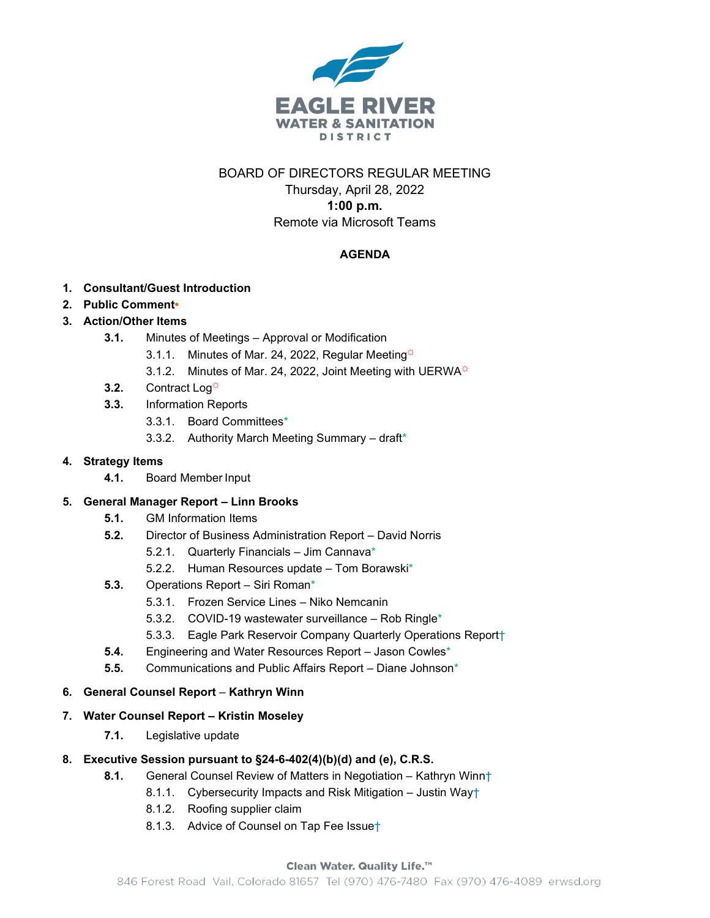EAGLE RIVER
WATER & SANITATION
DISTRICT

BOARD OF DIRECTORS REGULAR MEETING
Thursday, April 28, 2022
**1:00 p.m.**
Remote via Microsoft Teams

**AGENDA**

1. **Consultant/Guest Introduction**
2. **Public Comment•**
3. **Action/Other Items**
   - **3.1.** Minutes of Meetings – Approval or Modification
     - 3.1.1. Minutes of Mar. 24, 2022, Regular Meeting☼
     - 3.1.2. Minutes of Mar. 24, 2022, Joint Meeting with UERWA☼
   - **3.2.** Contract Log☼
   - **3.3.** Information Reports
     - 3.3.1. Board Committees*
     - 3.3.2. Authority March Meeting Summary – draft*
4. **Strategy Items**
   - **4.1.** Board Member Input
5. **General Manager Report – Linn Brooks**
   - **5.1.** GM Information Items
   - **5.2.** Director of Business Administration Report – David Norris
     - 5.2.1. Quarterly Financials – Jim Cannava*
     - 5.2.2. Human Resources update – Tom Borawski*
   - **5.3.** Operations Report – Siri Roman*
     - 5.3.1. Frozen Service Lines – Niko Nemcanin
     - 5.3.2. COVID-19 wastewater surveillance – Rob Ringle*
     - 5.3.3. Eagle Park Reservoir Company Quarterly Operations Report†
   - **5.4.** Engineering and Water Resources Report – Jason Cowles*
   - **5.5.** Communications and Public Affairs Report – Diane Johnson*
6. **General Counsel Report – Kathryn Winn**
7. **Water Counsel Report – Kristin Moseley**
   - **7.1.** Legislative update
8. **Executive Session pursuant to §24-6-402(4)(b)(d) and (e), C.R.S.**
   - **8.1.** General Counsel Review of Matters in Negotiation – Kathryn Winn†
     - 8.1.1. Cybersecurity Impacts and Risk Mitigation – Justin Way†
     - 8.1.2. Roofing supplier claim
     - 8.1.3. Advice of Counsel on Tap Fee Issue†

Clean Water. Quality Life.™
846 Forest Road Vail, Colorado 81657 Tel (970) 476-7480 Fax (970) 476-4089 erwsd.org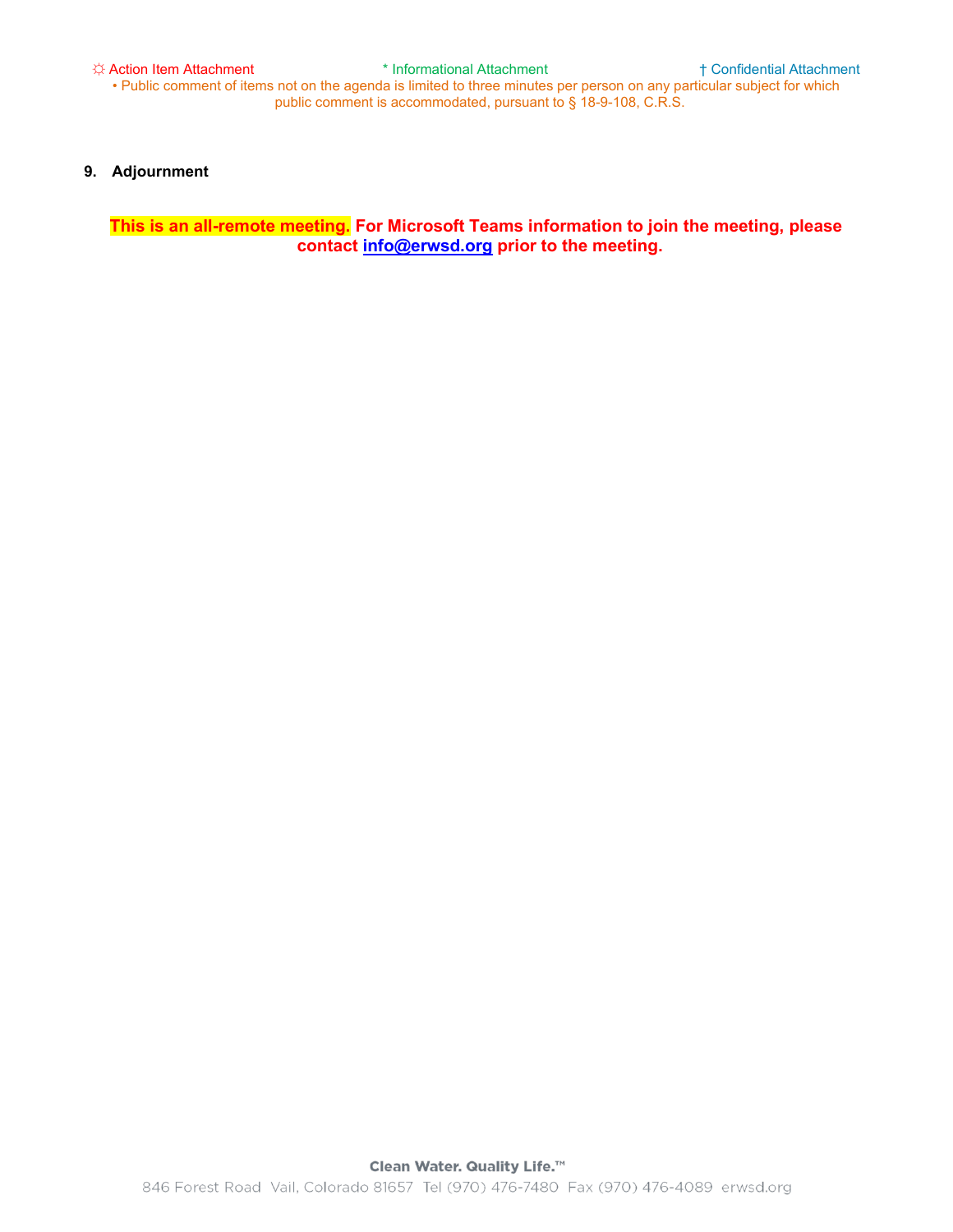☼ Action Item Attachment * Informational Attachment † Confidential Attachment

• Public comment of items not on the agenda is limited to three minutes per person on any particular subject for which public comment is accommodated, pursuant to § 18-9-108, C.R.S.

**9. Adjournment**

**This is an all-remote meeting. For Microsoft Teams information to join the meeting, please contact info@erwsd.org prior to the meeting.**

Clean Water. Quality Life.™

846 Forest Road Vail, Colorado 81657 Tel (970) 476-7480 Fax (970) 476-4089 erwsd.org